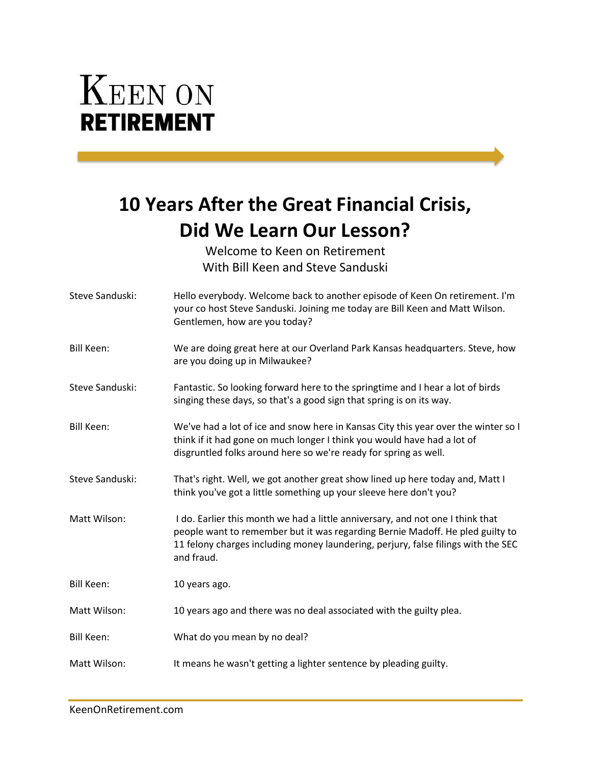# KEEN ON RETIREMENT

## 10 Years After the Great Financial Crisis, Did We Learn Our Lesson?

Welcome to Keen on Retirement
With Bill Keen and Steve Sanduski

Steve Sanduski: Hello everybody. Welcome back to another episode of Keen On retirement. I'm your co host Steve Sanduski. Joining me today are Bill Keen and Matt Wilson. Gentlemen, how are you today?

Bill Keen: We are doing great here at our Overland Park Kansas headquarters. Steve, how are you doing up in Milwaukee?

Steve Sanduski: Fantastic. So looking forward here to the springtime and I hear a lot of birds singing these days, so that's a good sign that spring is on its way.

Bill Keen: We've had a lot of ice and snow here in Kansas City this year over the winter so I think if it had gone on much longer I think you would have had a lot of disgruntled folks around here so we're ready for spring as well.

Steve Sanduski: That's right. Well, we got another great show lined up here today and, Matt I think you've got a little something up your sleeve here don't you?

Matt Wilson: I do. Earlier this month we had a little anniversary, and not one I think that people want to remember but it was regarding Bernie Madoff. He pled guilty to 11 felony charges including money laundering, perjury, false filings with the SEC and fraud.

Bill Keen: 10 years ago.

Matt Wilson: 10 years ago and there was no deal associated with the guilty plea.

Bill Keen: What do you mean by no deal?

Matt Wilson: It means he wasn't getting a lighter sentence by pleading guilty.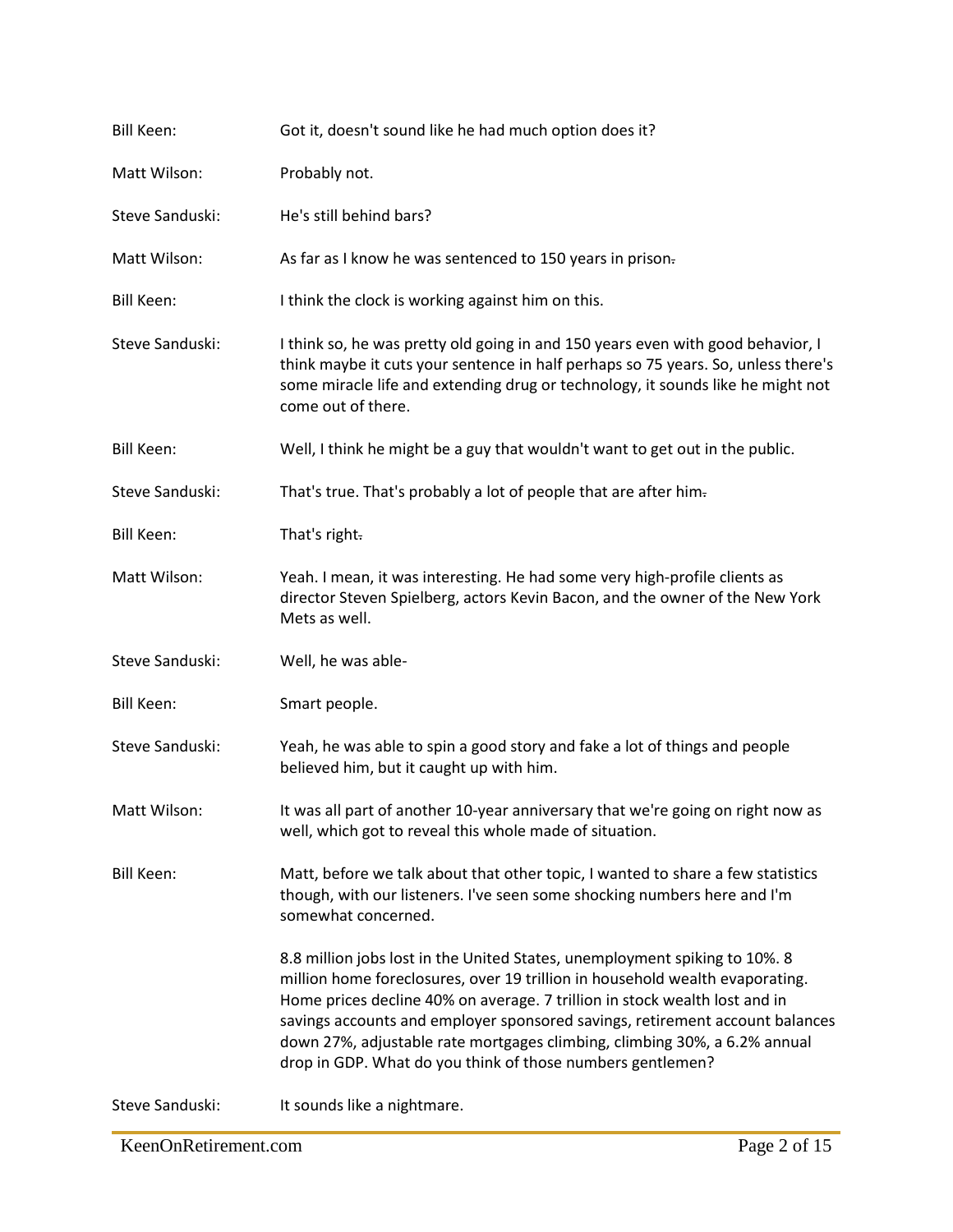Bill Keen: Got it, doesn't sound like he had much option does it?

Matt Wilson: Probably not.

Steve Sanduski: He's still behind bars?

Matt Wilson: As far as I know he was sentenced to 150 years in prison.

Bill Keen: I think the clock is working against him on this.

Steve Sanduski: I think so, he was pretty old going in and 150 years even with good behavior, I think maybe it cuts your sentence in half perhaps so 75 years. So, unless there's some miracle life and extending drug or technology, it sounds like he might not come out of there.

Bill Keen: Well, I think he might be a guy that wouldn't want to get out in the public.

Steve Sanduski: That's true. That's probably a lot of people that are after him.

Bill Keen: That's right.

Matt Wilson: Yeah. I mean, it was interesting. He had some very high-profile clients as director Steven Spielberg, actors Kevin Bacon, and the owner of the New York Mets as well.

Steve Sanduski: Well, he was able-

Bill Keen: Smart people.

Steve Sanduski: Yeah, he was able to spin a good story and fake a lot of things and people believed him, but it caught up with him.

Matt Wilson: It was all part of another 10-year anniversary that we're going on right now as well, which got to reveal this whole made of situation.

Bill Keen: Matt, before we talk about that other topic, I wanted to share a few statistics though, with our listeners. I've seen some shocking numbers here and I'm somewhat concerned.

8.8 million jobs lost in the United States, unemployment spiking to 10%. 8 million home foreclosures, over 19 trillion in household wealth evaporating. Home prices decline 40% on average. 7 trillion in stock wealth lost and in savings accounts and employer sponsored savings, retirement account balances down 27%, adjustable rate mortgages climbing, climbing 30%, a 6.2% annual drop in GDP. What do you think of those numbers gentlemen?

Steve Sanduski: It sounds like a nightmare.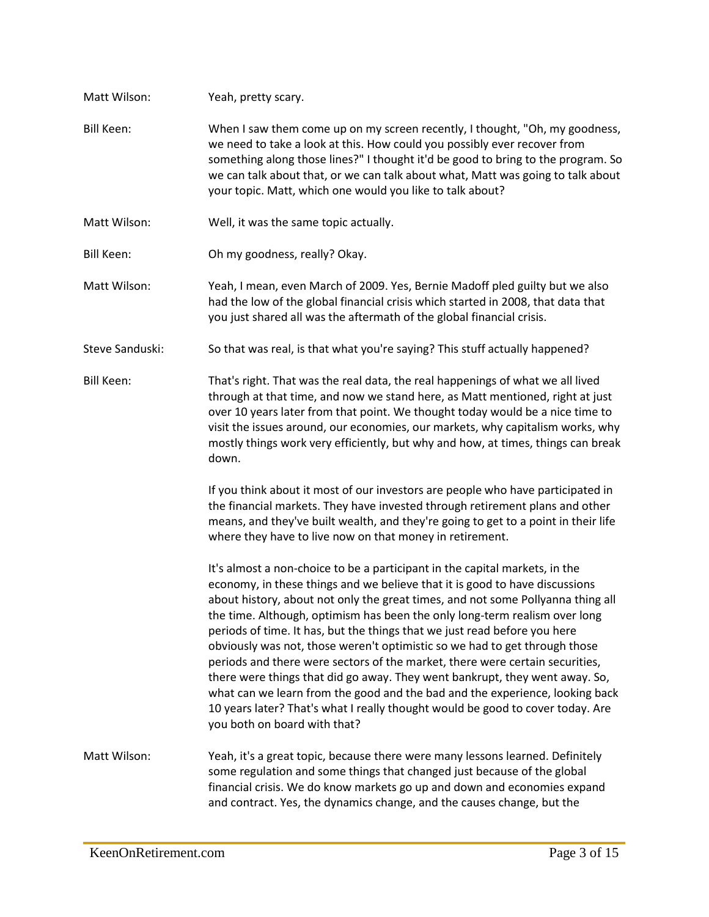**Matt Wilson:** Yeah, pretty scary.

**Bill Keen:** When I saw them come up on my screen recently, I thought, "Oh, my goodness, we need to take a look at this. How could you possibly ever recover from something along those lines?" I thought it'd be good to bring to the program. So we can talk about that, or we can talk about what, Matt was going to talk about your topic. Matt, which one would you like to talk about?

**Matt Wilson:** Well, it was the same topic actually.

**Bill Keen:** Oh my goodness, really? Okay.

**Matt Wilson:** Yeah, I mean, even March of 2009. Yes, Bernie Madoff pled guilty but we also had the low of the global financial crisis which started in 2008, that data that you just shared all was the aftermath of the global financial crisis.

**Steve Sanduski:** So that was real, is that what you're saying? This stuff actually happened?

**Bill Keen:** That's right. That was the real data, the real happenings of what we all lived through at that time, and now we stand here, as Matt mentioned, right at just over 10 years later from that point. We thought today would be a nice time to visit the issues around, our economies, our markets, why capitalism works, why mostly things work very efficiently, but why and how, at times, things can break down.

If you think about it most of our investors are people who have participated in the financial markets. They have invested through retirement plans and other means, and they've built wealth, and they're going to get to a point in their life where they have to live now on that money in retirement.

It's almost a non-choice to be a participant in the capital markets, in the economy, in these things and we believe that it is good to have discussions about history, about not only the great times, and not some Pollyanna thing all the time. Although, optimism has been the only long-term realism over long periods of time. It has, but the things that we just read before you here obviously was not, those weren't optimistic so we had to get through those periods and there were sectors of the market, there were certain securities, there were things that did go away. They went bankrupt, they went away. So, what can we learn from the good and the bad and the experience, looking back 10 years later? That's what I really thought would be good to cover today. Are you both on board with that?

**Matt Wilson:** Yeah, it's a great topic, because there were many lessons learned. Definitely some regulation and some things that changed just because of the global financial crisis. We do know markets go up and down and economies expand and contract. Yes, the dynamics change, and the causes change, but the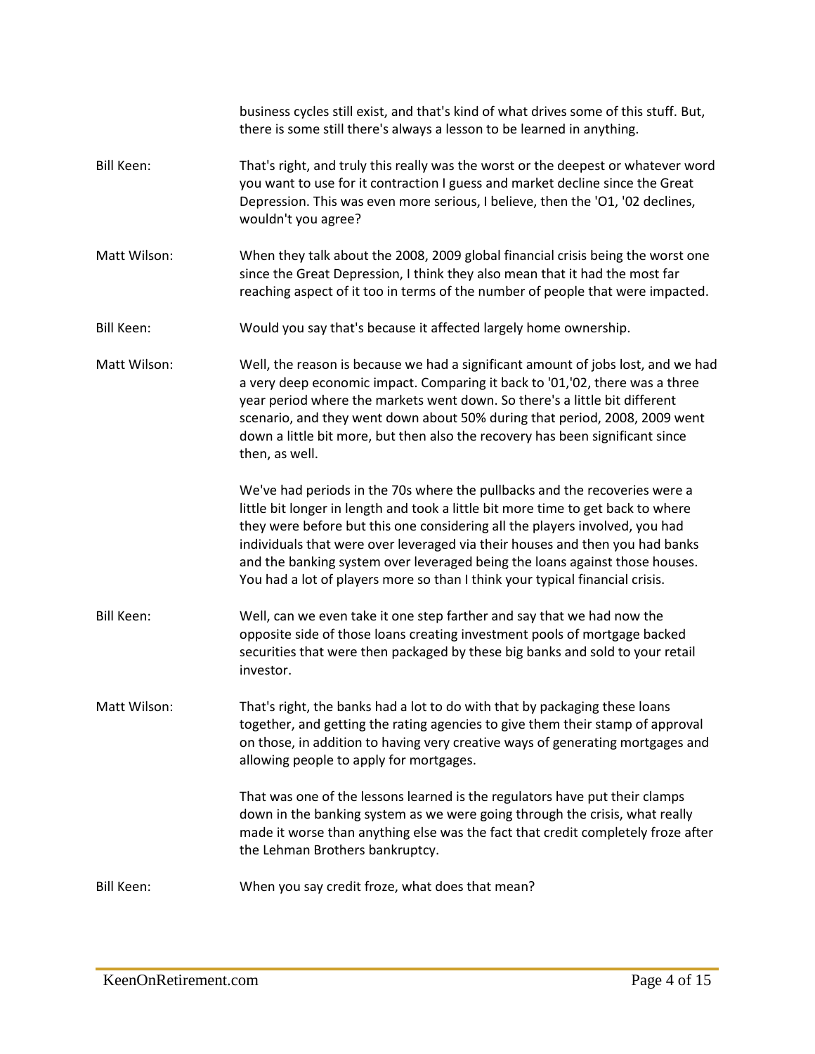business cycles still exist, and that's kind of what drives some of this stuff. But, there is some still there's always a lesson to be learned in anything.

**Bill Keen:** That's right, and truly this really was the worst or the deepest or whatever word you want to use for it contraction I guess and market decline since the Great Depression. This was even more serious, I believe, then the 'O1, '02 declines, wouldn't you agree?

**Matt Wilson:** When they talk about the 2008, 2009 global financial crisis being the worst one since the Great Depression, I think they also mean that it had the most far reaching aspect of it too in terms of the number of people that were impacted.

**Bill Keen:** Would you say that's because it affected largely home ownership.

**Matt Wilson:** Well, the reason is because we had a significant amount of jobs lost, and we had a very deep economic impact. Comparing it back to '01,'02, there was a three year period where the markets went down. So there's a little bit different scenario, and they went down about 50% during that period, 2008, 2009 went down a little bit more, but then also the recovery has been significant since then, as well.

We've had periods in the 70s where the pullbacks and the recoveries were a little bit longer in length and took a little bit more time to get back to where they were before but this one considering all the players involved, you had individuals that were over leveraged via their houses and then you had banks and the banking system over leveraged being the loans against those houses. You had a lot of players more so than I think your typical financial crisis.

**Bill Keen:** Well, can we even take it one step farther and say that we had now the opposite side of those loans creating investment pools of mortgage backed securities that were then packaged by these big banks and sold to your retail investor.

**Matt Wilson:** That's right, the banks had a lot to do with that by packaging these loans together, and getting the rating agencies to give them their stamp of approval on those, in addition to having very creative ways of generating mortgages and allowing people to apply for mortgages.

That was one of the lessons learned is the regulators have put their clamps down in the banking system as we were going through the crisis, what really made it worse than anything else was the fact that credit completely froze after the Lehman Brothers bankruptcy.

**Bill Keen:** When you say credit froze, what does that mean?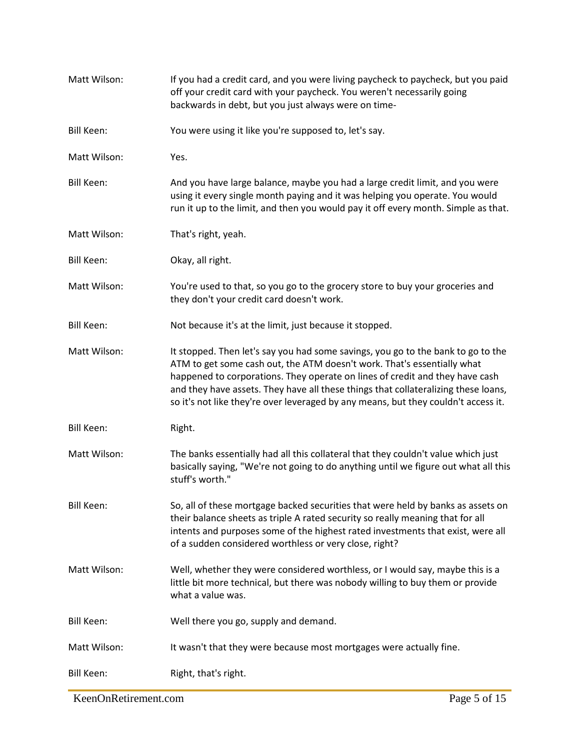Matt Wilson: If you had a credit card, and you were living paycheck to paycheck, but you paid off your credit card with your paycheck. You weren't necessarily going backwards in debt, but you just always were on time-

Bill Keen: You were using it like you're supposed to, let's say.

Matt Wilson: Yes.

Bill Keen: And you have large balance, maybe you had a large credit limit, and you were using it every single month paying and it was helping you operate. You would run it up to the limit, and then you would pay it off every month. Simple as that.

Matt Wilson: That's right, yeah.

Bill Keen: Okay, all right.

Matt Wilson: You're used to that, so you go to the grocery store to buy your groceries and they don't your credit card doesn't work.

Bill Keen: Not because it's at the limit, just because it stopped.

Matt Wilson: It stopped. Then let's say you had some savings, you go to the bank to go to the ATM to get some cash out, the ATM doesn't work. That's essentially what happened to corporations. They operate on lines of credit and they have cash and they have assets. They have all these things that collateralizing these loans, so it's not like they're over leveraged by any means, but they couldn't access it.

Bill Keen: Right.

Matt Wilson: The banks essentially had all this collateral that they couldn't value which just basically saying, "We're not going to do anything until we figure out what all this stuff's worth."

Bill Keen: So, all of these mortgage backed securities that were held by banks as assets on their balance sheets as triple A rated security so really meaning that for all intents and purposes some of the highest rated investments that exist, were all of a sudden considered worthless or very close, right?

Matt Wilson: Well, whether they were considered worthless, or I would say, maybe this is a little bit more technical, but there was nobody willing to buy them or provide what a value was.

Bill Keen: Well there you go, supply and demand.

Matt Wilson: It wasn't that they were because most mortgages were actually fine.

Bill Keen: Right, that's right.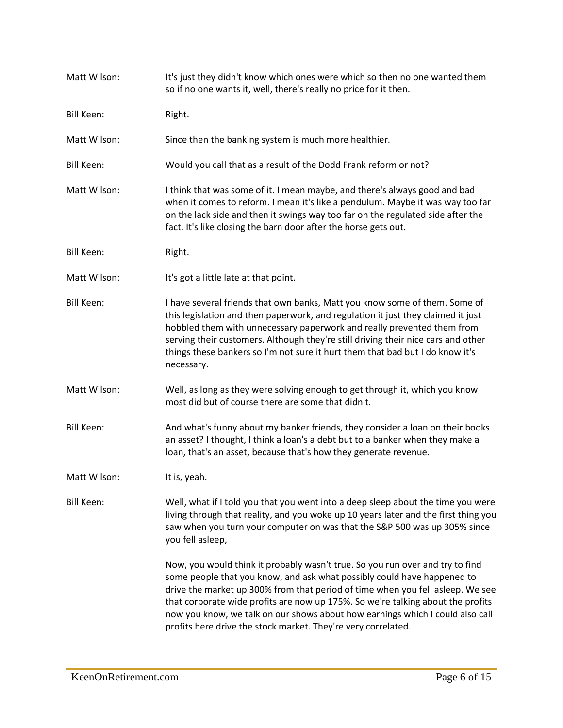Matt Wilson: It's just they didn't know which ones were which so then no one wanted them so if no one wants it, well, there's really no price for it then.

Bill Keen: Right.

Matt Wilson: Since then the banking system is much more healthier.

Bill Keen: Would you call that as a result of the Dodd Frank reform or not?

Matt Wilson: I think that was some of it. I mean maybe, and there's always good and bad when it comes to reform. I mean it's like a pendulum. Maybe it was way too far on the lack side and then it swings way too far on the regulated side after the fact. It's like closing the barn door after the horse gets out.

Bill Keen: Right.

Matt Wilson: It's got a little late at that point.

Bill Keen: I have several friends that own banks, Matt you know some of them. Some of this legislation and then paperwork, and regulation it just they claimed it just hobbled them with unnecessary paperwork and really prevented them from serving their customers. Although they're still driving their nice cars and other things these bankers so I'm not sure it hurt them that bad but I do know it's necessary.

Matt Wilson: Well, as long as they were solving enough to get through it, which you know most did but of course there are some that didn't.

Bill Keen: And what's funny about my banker friends, they consider a loan on their books an asset? I thought, I think a loan's a debt but to a banker when they make a loan, that's an asset, because that's how they generate revenue.

Matt Wilson: It is, yeah.

Bill Keen: Well, what if I told you that you went into a deep sleep about the time you were living through that reality, and you woke up 10 years later and the first thing you saw when you turn your computer on was that the S&P 500 was up 305% since you fell asleep,

Now, you would think it probably wasn't true. So you run over and try to find some people that you know, and ask what possibly could have happened to drive the market up 300% from that period of time when you fell asleep. We see that corporate wide profits are now up 175%. So we're talking about the profits now you know, we talk on our shows about how earnings which I could also call profits here drive the stock market. They're very correlated.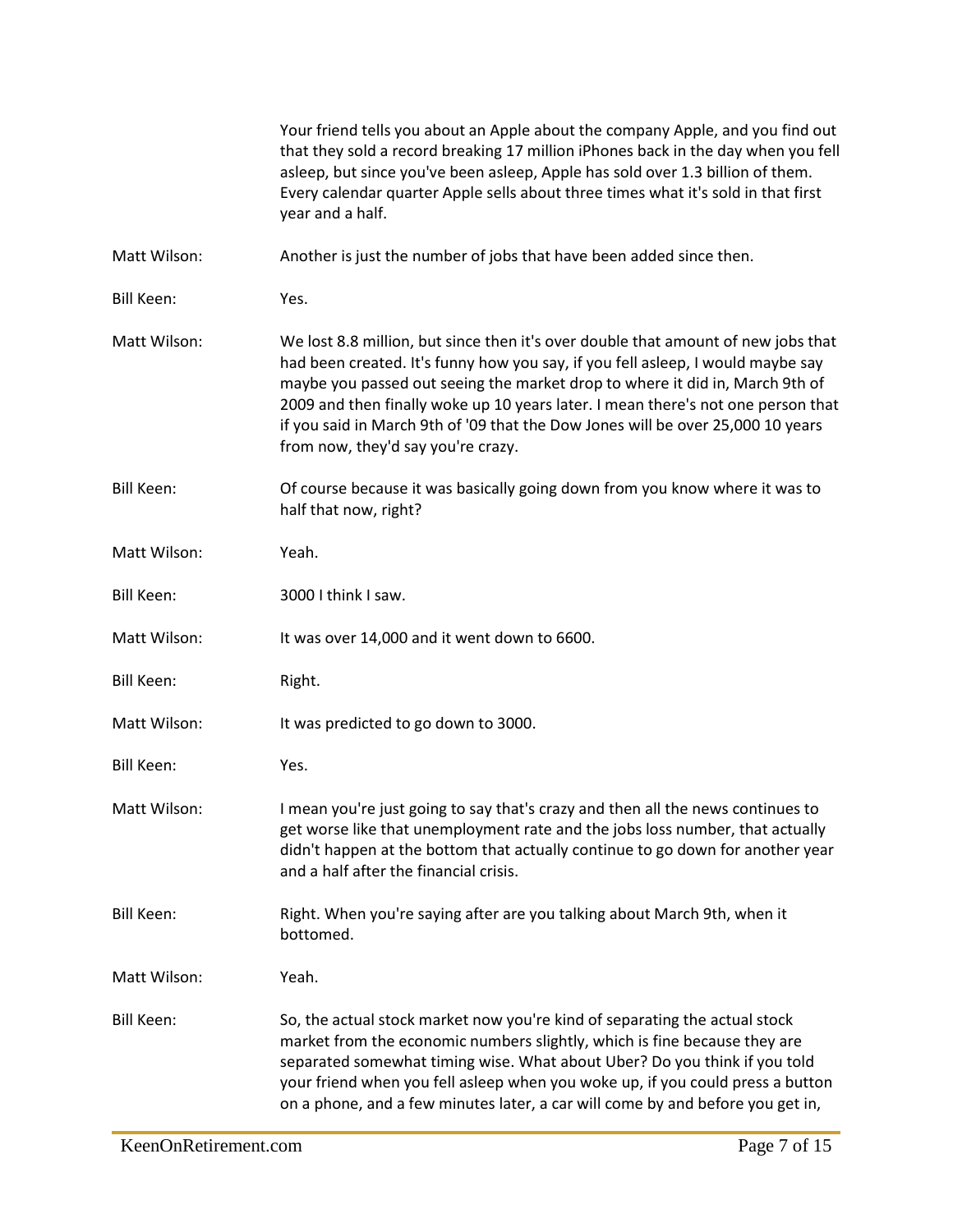Your friend tells you about an Apple about the company Apple, and you find out that they sold a record breaking 17 million iPhones back in the day when you fell asleep, but since you've been asleep, Apple has sold over 1.3 billion of them. Every calendar quarter Apple sells about three times what it's sold in that first year and a half.

**Matt Wilson:** Another is just the number of jobs that have been added since then.

**Bill Keen:** Yes.

**Matt Wilson:** We lost 8.8 million, but since then it's over double that amount of new jobs that had been created. It's funny how you say, if you fell asleep, I would maybe say maybe you passed out seeing the market drop to where it did in, March 9th of 2009 and then finally woke up 10 years later. I mean there's not one person that if you said in March 9th of '09 that the Dow Jones will be over 25,000 10 years from now, they'd say you're crazy.

**Bill Keen:** Of course because it was basically going down from you know where it was to half that now, right?

**Matt Wilson:** Yeah.

**Bill Keen:** 3000 I think I saw.

**Matt Wilson:** It was over 14,000 and it went down to 6600.

**Bill Keen:** Right.

**Matt Wilson:** It was predicted to go down to 3000.

**Bill Keen:** Yes.

**Matt Wilson:** I mean you're just going to say that's crazy and then all the news continues to get worse like that unemployment rate and the jobs loss number, that actually didn't happen at the bottom that actually continue to go down for another year and a half after the financial crisis.

**Bill Keen:** Right. When you're saying after are you talking about March 9th, when it bottomed.

**Matt Wilson:** Yeah.

**Bill Keen:** So, the actual stock market now you're kind of separating the actual stock market from the economic numbers slightly, which is fine because they are separated somewhat timing wise. What about Uber? Do you think if you told your friend when you fell asleep when you woke up, if you could press a button on a phone, and a few minutes later, a car will come by and before you get in,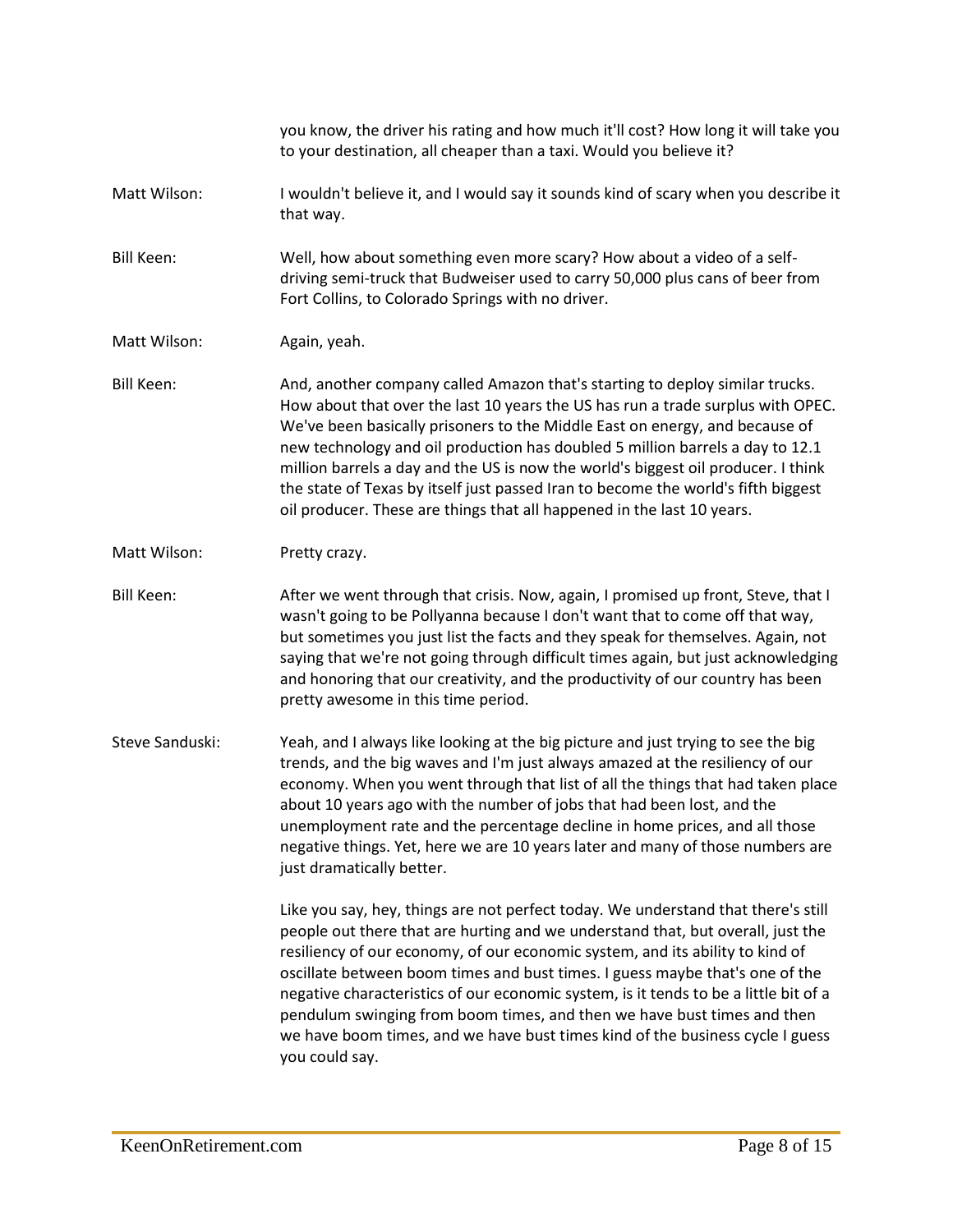you know, the driver his rating and how much it'll cost? How long it will take you to your destination, all cheaper than a taxi. Would you believe it?

**Matt Wilson:** I wouldn't believe it, and I would say it sounds kind of scary when you describe it that way.

**Bill Keen:** Well, how about something even more scary? How about a video of a self-driving semi-truck that Budweiser used to carry 50,000 plus cans of beer from Fort Collins, to Colorado Springs with no driver.

**Matt Wilson:** Again, yeah.

**Bill Keen:** And, another company called Amazon that's starting to deploy similar trucks. How about that over the last 10 years the US has run a trade surplus with OPEC. We've been basically prisoners to the Middle East on energy, and because of new technology and oil production has doubled 5 million barrels a day to 12.1 million barrels a day and the US is now the world's biggest oil producer. I think the state of Texas by itself just passed Iran to become the world's fifth biggest oil producer. These are things that all happened in the last 10 years.

**Matt Wilson:** Pretty crazy.

**Bill Keen:** After we went through that crisis. Now, again, I promised up front, Steve, that I wasn't going to be Pollyanna because I don't want that to come off that way, but sometimes you just list the facts and they speak for themselves. Again, not saying that we're not going through difficult times again, but just acknowledging and honoring that our creativity, and the productivity of our country has been pretty awesome in this time period.

**Steve Sanduski:** Yeah, and I always like looking at the big picture and just trying to see the big trends, and the big waves and I'm just always amazed at the resiliency of our economy. When you went through that list of all the things that had taken place about 10 years ago with the number of jobs that had been lost, and the unemployment rate and the percentage decline in home prices, and all those negative things. Yet, here we are 10 years later and many of those numbers are just dramatically better.

Like you say, hey, things are not perfect today. We understand that there's still people out there that are hurting and we understand that, but overall, just the resiliency of our economy, of our economic system, and its ability to kind of oscillate between boom times and bust times. I guess maybe that's one of the negative characteristics of our economic system, is it tends to be a little bit of a pendulum swinging from boom times, and then we have bust times and then we have boom times, and we have bust times kind of the business cycle I guess you could say.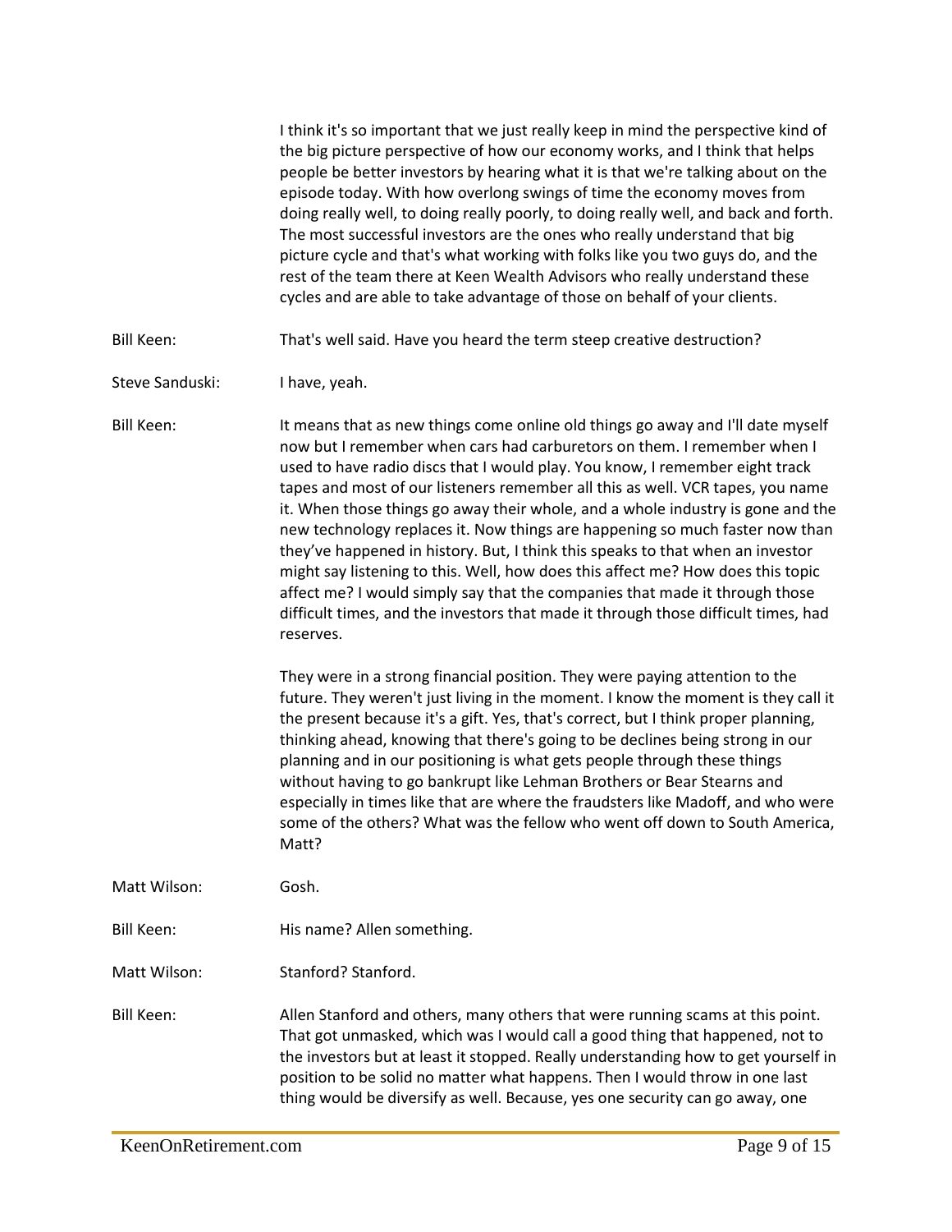I think it's so important that we just really keep in mind the perspective kind of the big picture perspective of how our economy works, and I think that helps people be better investors by hearing what it is that we're talking about on the episode today. With how overlong swings of time the economy moves from doing really well, to doing really poorly, to doing really well, and back and forth. The most successful investors are the ones who really understand that big picture cycle and that's what working with folks like you two guys do, and the rest of the team there at Keen Wealth Advisors who really understand these cycles and are able to take advantage of those on behalf of your clients.

Bill Keen: That's well said. Have you heard the term steep creative destruction?

Steve Sanduski: I have, yeah.

Bill Keen: It means that as new things come online old things go away and I'll date myself now but I remember when cars had carburetors on them. I remember when I used to have radio discs that I would play. You know, I remember eight track tapes and most of our listeners remember all this as well. VCR tapes, you name it. When those things go away their whole, and a whole industry is gone and the new technology replaces it. Now things are happening so much faster now than they've happened in history. But, I think this speaks to that when an investor might say listening to this. Well, how does this affect me? How does this topic affect me? I would simply say that the companies that made it through those difficult times, and the investors that made it through those difficult times, had reserves.

They were in a strong financial position. They were paying attention to the future. They weren't just living in the moment. I know the moment is they call it the present because it's a gift. Yes, that's correct, but I think proper planning, thinking ahead, knowing that there's going to be declines being strong in our planning and in our positioning is what gets people through these things without having to go bankrupt like Lehman Brothers or Bear Stearns and especially in times like that are where the fraudsters like Madoff, and who were some of the others? What was the fellow who went off down to South America, Matt?

Matt Wilson: Gosh.

Bill Keen: His name? Allen something.

Matt Wilson: Stanford? Stanford.

Bill Keen: Allen Stanford and others, many others that were running scams at this point. That got unmasked, which was I would call a good thing that happened, not to the investors but at least it stopped. Really understanding how to get yourself in position to be solid no matter what happens. Then I would throw in one last thing would be diversify as well. Because, yes one security can go away, one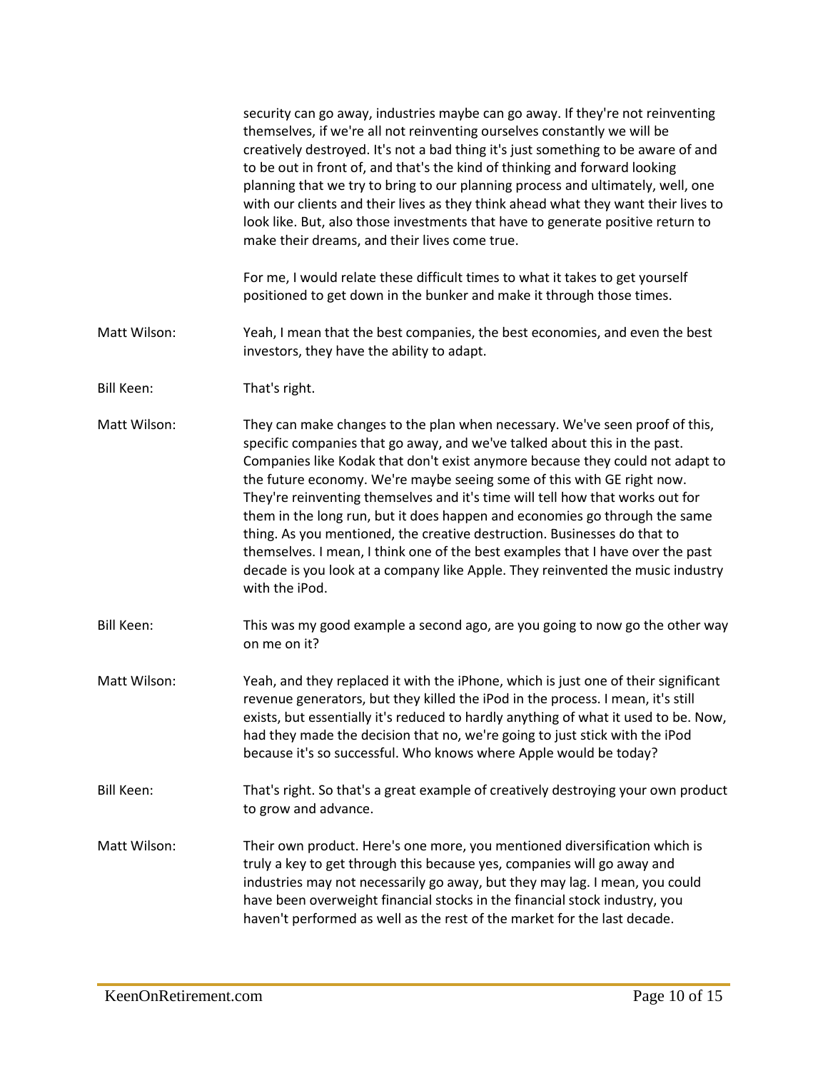security can go away, industries maybe can go away. If they're not reinventing themselves, if we're all not reinventing ourselves constantly we will be creatively destroyed. It's not a bad thing it's just something to be aware of and to be out in front of, and that's the kind of thinking and forward looking planning that we try to bring to our planning process and ultimately, well, one with our clients and their lives as they think ahead what they want their lives to look like. But, also those investments that have to generate positive return to make their dreams, and their lives come true.

For me, I would relate these difficult times to what it takes to get yourself positioned to get down in the bunker and make it through those times.

Matt Wilson: Yeah, I mean that the best companies, the best economies, and even the best investors, they have the ability to adapt.

Bill Keen: That's right.

Matt Wilson: They can make changes to the plan when necessary. We've seen proof of this, specific companies that go away, and we've talked about this in the past. Companies like Kodak that don't exist anymore because they could not adapt to the future economy. We're maybe seeing some of this with GE right now. They're reinventing themselves and it's time will tell how that works out for them in the long run, but it does happen and economies go through the same thing. As you mentioned, the creative destruction. Businesses do that to themselves. I mean, I think one of the best examples that I have over the past decade is you look at a company like Apple. They reinvented the music industry with the iPod.

Bill Keen: This was my good example a second ago, are you going to now go the other way on me on it?

Matt Wilson: Yeah, and they replaced it with the iPhone, which is just one of their significant revenue generators, but they killed the iPod in the process. I mean, it's still exists, but essentially it's reduced to hardly anything of what it used to be. Now, had they made the decision that no, we're going to just stick with the iPod because it's so successful. Who knows where Apple would be today?

Bill Keen: That's right. So that's a great example of creatively destroying your own product to grow and advance.

Matt Wilson: Their own product. Here's one more, you mentioned diversification which is truly a key to get through this because yes, companies will go away and industries may not necessarily go away, but they may lag. I mean, you could have been overweight financial stocks in the financial stock industry, you haven't performed as well as the rest of the market for the last decade.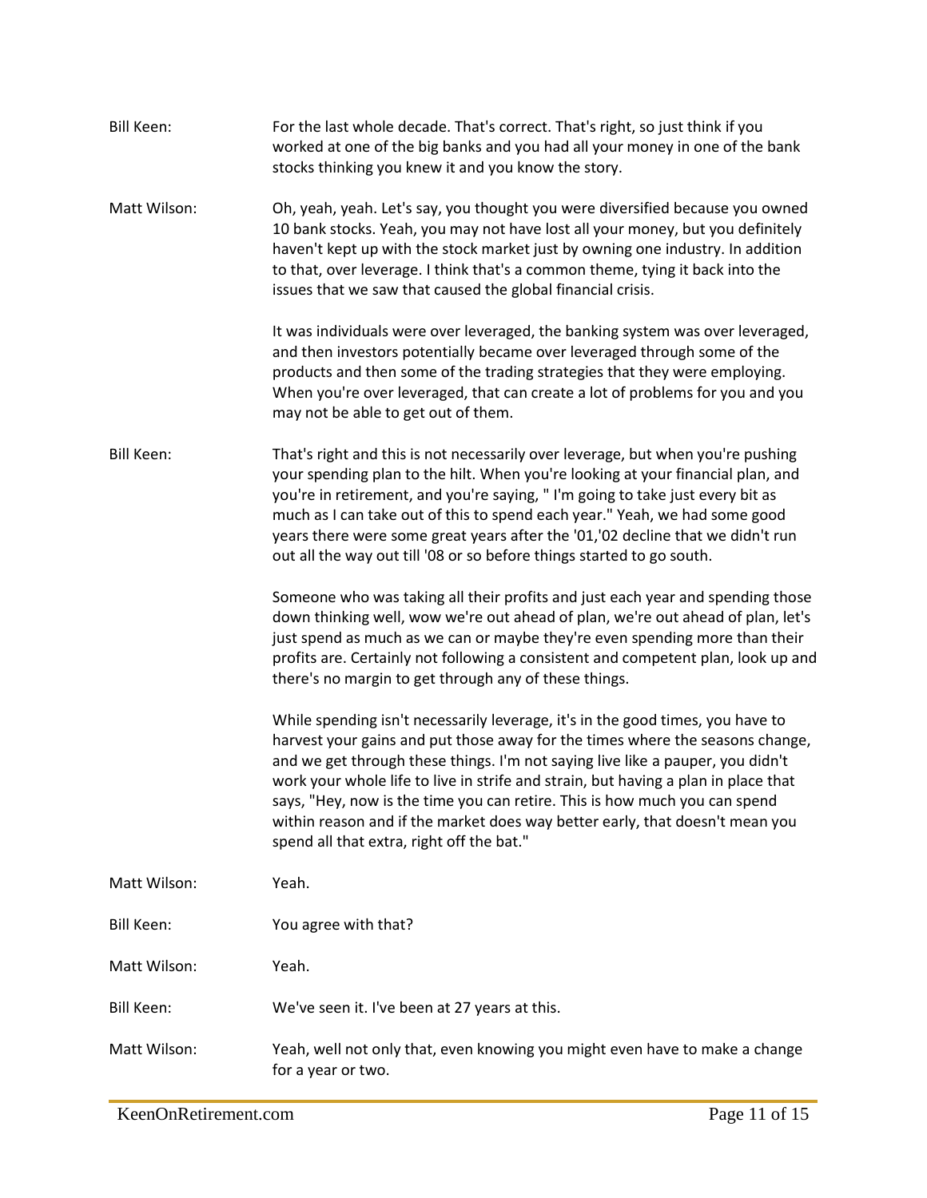**Bill Keen:** For the last whole decade. That's correct. That's right, so just think if you worked at one of the big banks and you had all your money in one of the bank stocks thinking you knew it and you know the story.

**Matt Wilson:** Oh, yeah, yeah. Let's say, you thought you were diversified because you owned 10 bank stocks. Yeah, you may not have lost all your money, but you definitely haven't kept up with the stock market just by owning one industry. In addition to that, over leverage. I think that's a common theme, tying it back into the issues that we saw that caused the global financial crisis.

It was individuals were over leveraged, the banking system was over leveraged, and then investors potentially became over leveraged through some of the products and then some of the trading strategies that they were employing. When you're over leveraged, that can create a lot of problems for you and you may not be able to get out of them.

**Bill Keen:** That's right and this is not necessarily over leverage, but when you're pushing your spending plan to the hilt. When you're looking at your financial plan, and you're in retirement, and you're saying, " I'm going to take just every bit as much as I can take out of this to spend each year." Yeah, we had some good years there were some great years after the '01,'02 decline that we didn't run out all the way out till '08 or so before things started to go south.

Someone who was taking all their profits and just each year and spending those down thinking well, wow we're out ahead of plan, we're out ahead of plan, let's just spend as much as we can or maybe they're even spending more than their profits are. Certainly not following a consistent and competent plan, look up and there's no margin to get through any of these things.

While spending isn't necessarily leverage, it's in the good times, you have to harvest your gains and put those away for the times where the seasons change, and we get through these things. I'm not saying live like a pauper, you didn't work your whole life to live in strife and strain, but having a plan in place that says, "Hey, now is the time you can retire. This is how much you can spend within reason and if the market does way better early, that doesn't mean you spend all that extra, right off the bat."

**Matt Wilson:** Yeah.

**Bill Keen:** You agree with that?

**Matt Wilson:** Yeah.

**Bill Keen:** We've seen it. I've been at 27 years at this.

**Matt Wilson:** Yeah, well not only that, even knowing you might even have to make a change for a year or two.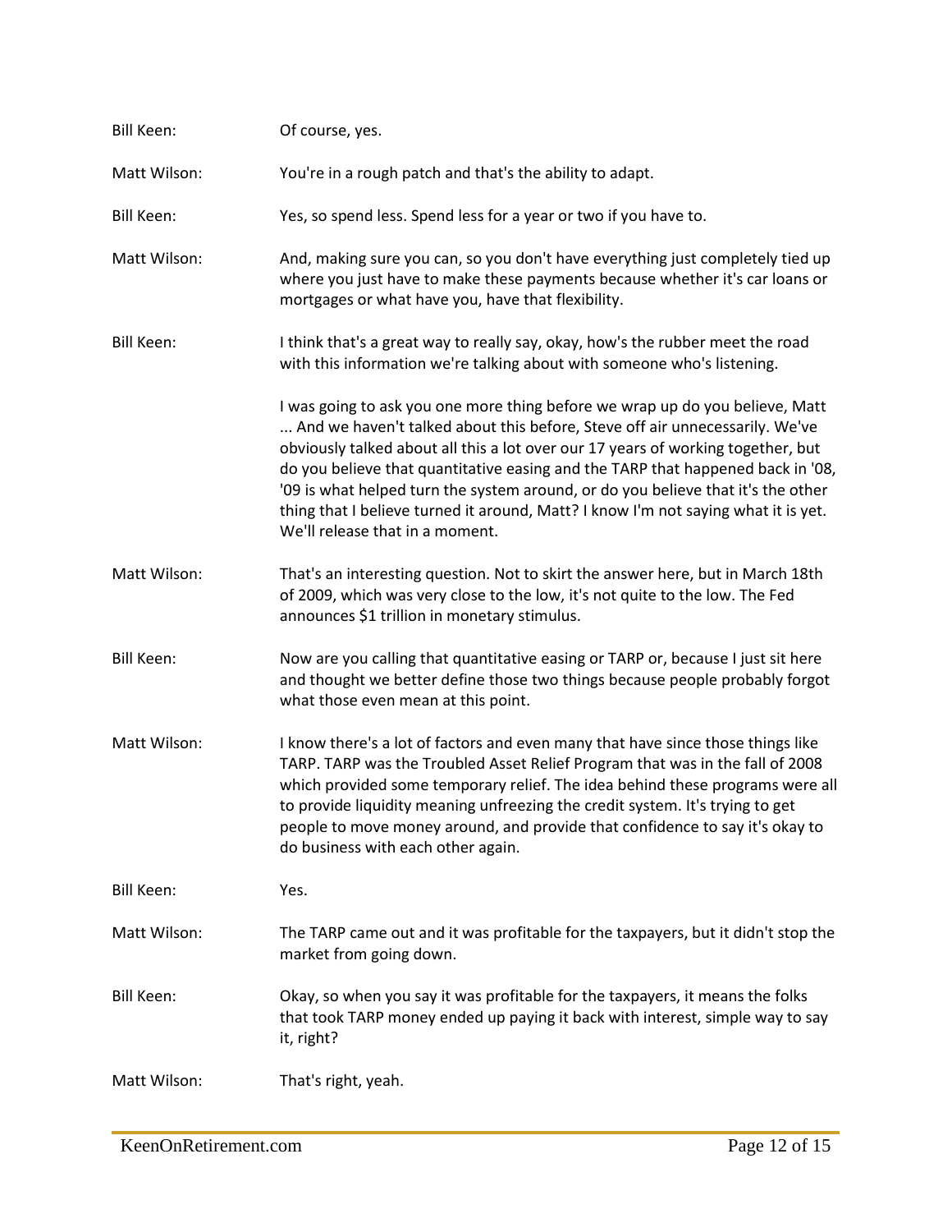Bill Keen: Of course, yes.

Matt Wilson: You're in a rough patch and that's the ability to adapt.

Bill Keen: Yes, so spend less. Spend less for a year or two if you have to.

Matt Wilson: And, making sure you can, so you don't have everything just completely tied up where you just have to make these payments because whether it's car loans or mortgages or what have you, have that flexibility.

Bill Keen: I think that's a great way to really say, okay, how's the rubber meet the road with this information we're talking about with someone who's listening.

I was going to ask you one more thing before we wrap up do you believe, Matt ... And we haven't talked about this before, Steve off air unnecessarily. We've obviously talked about all this a lot over our 17 years of working together, but do you believe that quantitative easing and the TARP that happened back in '08, '09 is what helped turn the system around, or do you believe that it's the other thing that I believe turned it around, Matt? I know I'm not saying what it is yet. We'll release that in a moment.

Matt Wilson: That's an interesting question. Not to skirt the answer here, but in March 18th of 2009, which was very close to the low, it's not quite to the low. The Fed announces $1 trillion in monetary stimulus.

Bill Keen: Now are you calling that quantitative easing or TARP or, because I just sit here and thought we better define those two things because people probably forgot what those even mean at this point.

Matt Wilson: I know there's a lot of factors and even many that have since those things like TARP. TARP was the Troubled Asset Relief Program that was in the fall of 2008 which provided some temporary relief. The idea behind these programs were all to provide liquidity meaning unfreezing the credit system. It's trying to get people to move money around, and provide that confidence to say it's okay to do business with each other again.

Bill Keen: Yes.

Matt Wilson: The TARP came out and it was profitable for the taxpayers, but it didn't stop the market from going down.

Bill Keen: Okay, so when you say it was profitable for the taxpayers, it means the folks that took TARP money ended up paying it back with interest, simple way to say it, right?

Matt Wilson: That's right, yeah.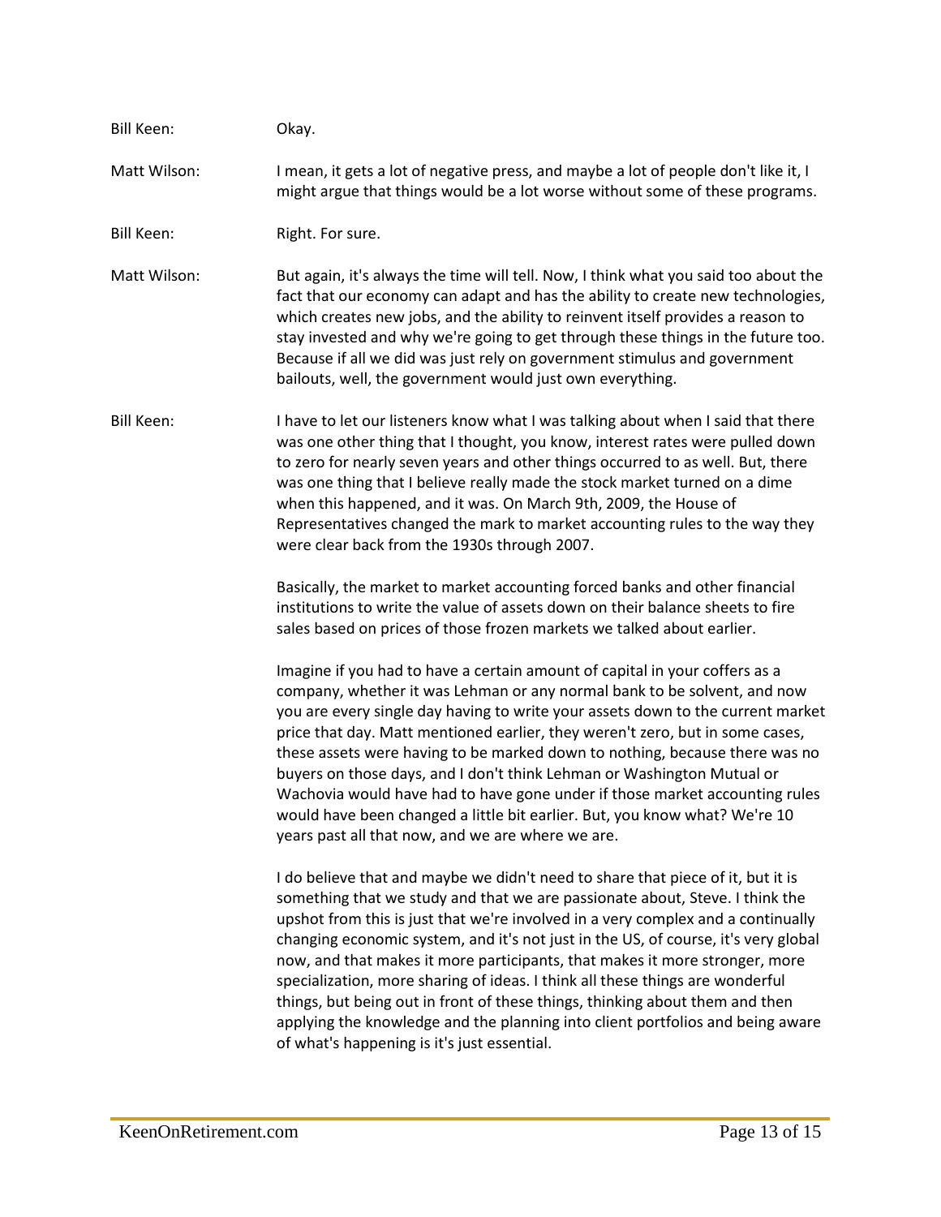Bill Keen: Okay.

Matt Wilson: I mean, it gets a lot of negative press, and maybe a lot of people don't like it, I might argue that things would be a lot worse without some of these programs.

Bill Keen: Right. For sure.

Matt Wilson: But again, it's always the time will tell. Now, I think what you said too about the fact that our economy can adapt and has the ability to create new technologies, which creates new jobs, and the ability to reinvent itself provides a reason to stay invested and why we're going to get through these things in the future too. Because if all we did was just rely on government stimulus and government bailouts, well, the government would just own everything.

Bill Keen: I have to let our listeners know what I was talking about when I said that there was one other thing that I thought, you know, interest rates were pulled down to zero for nearly seven years and other things occurred to as well. But, there was one thing that I believe really made the stock market turned on a dime when this happened, and it was. On March 9th, 2009, the House of Representatives changed the mark to market accounting rules to the way they were clear back from the 1930s through 2007.

Basically, the market to market accounting forced banks and other financial institutions to write the value of assets down on their balance sheets to fire sales based on prices of those frozen markets we talked about earlier.

Imagine if you had to have a certain amount of capital in your coffers as a company, whether it was Lehman or any normal bank to be solvent, and now you are every single day having to write your assets down to the current market price that day. Matt mentioned earlier, they weren't zero, but in some cases, these assets were having to be marked down to nothing, because there was no buyers on those days, and I don't think Lehman or Washington Mutual or Wachovia would have had to have gone under if those market accounting rules would have been changed a little bit earlier. But, you know what? We're 10 years past all that now, and we are where we are.

I do believe that and maybe we didn't need to share that piece of it, but it is something that we study and that we are passionate about, Steve. I think the upshot from this is just that we're involved in a very complex and a continually changing economic system, and it's not just in the US, of course, it's very global now, and that makes it more participants, that makes it more stronger, more specialization, more sharing of ideas. I think all these things are wonderful things, but being out in front of these things, thinking about them and then applying the knowledge and the planning into client portfolios and being aware of what's happening is it's just essential.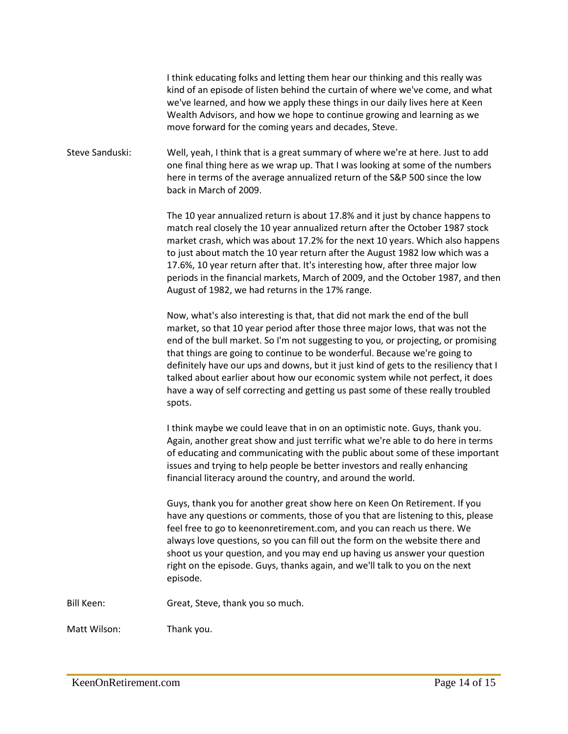I think educating folks and letting them hear our thinking and this really was kind of an episode of listen behind the curtain of where we've come, and what we've learned, and how we apply these things in our daily lives here at Keen Wealth Advisors, and how we hope to continue growing and learning as we move forward for the coming years and decades, Steve.

Steve Sanduski: Well, yeah, I think that is a great summary of where we're at here. Just to add one final thing here as we wrap up. That I was looking at some of the numbers here in terms of the average annualized return of the S&P 500 since the low back in March of 2009.

The 10 year annualized return is about 17.8% and it just by chance happens to match real closely the 10 year annualized return after the October 1987 stock market crash, which was about 17.2% for the next 10 years. Which also happens to just about match the 10 year return after the August 1982 low which was a 17.6%, 10 year return after that. It's interesting how, after three major low periods in the financial markets, March of 2009, and the October 1987, and then August of 1982, we had returns in the 17% range.

Now, what's also interesting is that, that did not mark the end of the bull market, so that 10 year period after those three major lows, that was not the end of the bull market. So I'm not suggesting to you, or projecting, or promising that things are going to continue to be wonderful. Because we're going to definitely have our ups and downs, but it just kind of gets to the resiliency that I talked about earlier about how our economic system while not perfect, it does have a way of self correcting and getting us past some of these really troubled spots.

I think maybe we could leave that in on an optimistic note. Guys, thank you. Again, another great show and just terrific what we're able to do here in terms of educating and communicating with the public about some of these important issues and trying to help people be better investors and really enhancing financial literacy around the country, and around the world.

Guys, thank you for another great show here on Keen On Retirement. If you have any questions or comments, those of you that are listening to this, please feel free to go to keenonretirement.com, and you can reach us there. We always love questions, so you can fill out the form on the website there and shoot us your question, and you may end up having us answer your question right on the episode. Guys, thanks again, and we'll talk to you on the next episode.

Bill Keen: Great, Steve, thank you so much.

Matt Wilson: Thank you.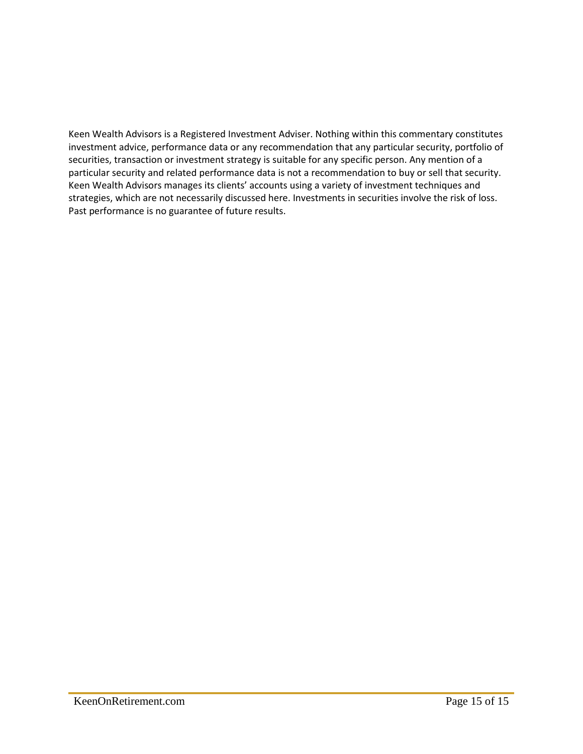Keen Wealth Advisors is a Registered Investment Adviser. Nothing within this commentary constitutes investment advice, performance data or any recommendation that any particular security, portfolio of securities, transaction or investment strategy is suitable for any specific person. Any mention of a particular security and related performance data is not a recommendation to buy or sell that security. Keen Wealth Advisors manages its clients' accounts using a variety of investment techniques and strategies, which are not necessarily discussed here. Investments in securities involve the risk of loss. Past performance is no guarantee of future results.